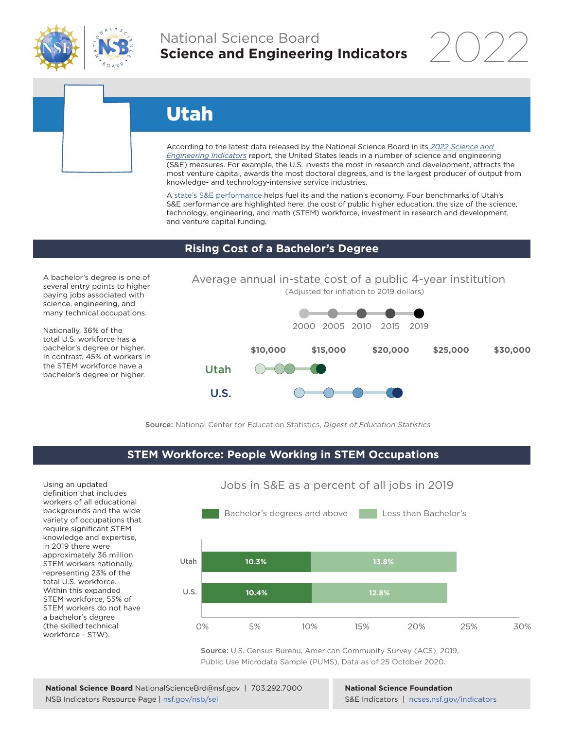# National Science Board
## Science and Engineering Indicators 2022

# Utah

According to the latest data released by the National Science Board in its *2022 Science and Engineering Indicators* report, the United States leads in a number of science and engineering (S&E) measures. For example, the U.S. invests the most in research and development, attracts the most venture capital, awards the most doctoral degrees, and is the largest producer of output from knowledge- and technology-intensive service industries.

A state's S&E performance helps fuel its and the nation's economy. Four benchmarks of Utah's S&E performance are highlighted here: the cost of public higher education, the size of the science, technology, engineering, and math (STEM) workforce, investment in research and development, and venture capital funding.

## Rising Cost of a Bachelor's Degree

A bachelor's degree is one of several entry points to higher paying jobs associated with science, engineering, and many technical occupations.

Nationally, 36% of the total U.S. workforce has a bachelor's degree or higher. In contrast, 45% of workers in the STEM workforce have a bachelor's degree or higher.

**Average annual in-state cost of a public 4-year institution**

(Adjusted for inflation to 2019 dollars)

2000 · 2005 · 2010 · 2015 · 2019

$10,000 · $15,000 · $20,000 · $25,000 · $30,000

Utah

U.S.

**Source:** National Center for Education Statistics, *Digest of Education Statistics*

## STEM Workforce: People Working in STEM Occupations

Using an updated definition that includes workers of all educational backgrounds and the wide variety of occupations that require significant STEM knowledge and expertise, in 2019 there were approximately 36 million STEM workers nationally, representing 23% of the total U.S. workforce. Within this expanded STEM workforce, 55% of STEM workers do not have a bachelor's degree (the skilled technical workforce - STW).

**Jobs in S&E as a percent of all jobs in 2019**

| | Bachelor's degrees and above | Less than Bachelor's |
|---|---|---|
| Utah | 10.3% | 13.8% |
| U.S. | 10.4% | 12.8% |

**Source:** U.S. Census Bureau, American Community Survey (ACS), 2019, Public Use Microdata Sample (PUMS), Data as of 25 October 2020.

**National Science Board** NationalScienceBrd@nsf.gov | 703.292.7000
NSB Indicators Resource Page | nsf.gov/nsb/sei

**National Science Foundation**
S&E Indicators | ncses.nsf.gov/indicators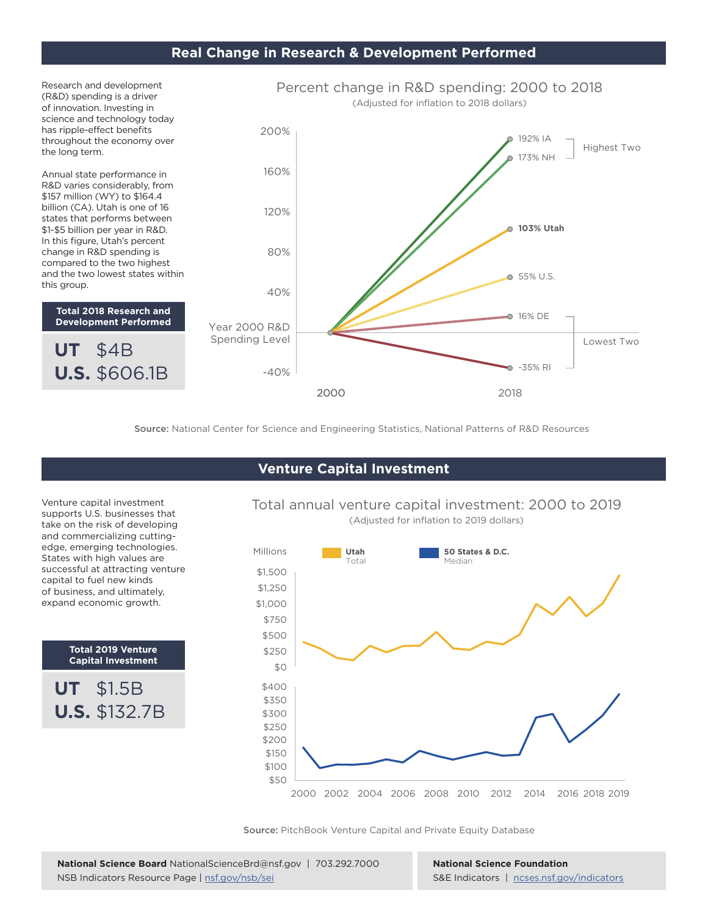## Real Change in Research & Development Performed

Research and development (R&D) spending is a driver of innovation. Investing in science and technology today has ripple-effect benefits throughout the economy over the long term.

Annual state performance in R&D varies considerably, from $157 million (WY) to $164.4 billion (CA). Utah is one of 16 states that performs between $1-$5 billion per year in R&D. In this figure, Utah's percent change in R&D spending is compared to the two highest and the two lowest states within this group.

**Total 2018 Research and Development Performed**

**UT** $4B
**U.S.** $606.1B

Percent change in R&D spending: 2000 to 2018
(Adjusted for inflation to 2018 dollars)

200%
160%
120%
80%
40%
Year 2000 R&D Spending Level
-40%

2000
2018

192% IA
173% NH
Highest Two
**103% Utah**
55% U.S.
16% DE
-35% RI
Lowest Two

**Source:** National Center for Science and Engineering Statistics, National Patterns of R&D Resources

## Venture Capital Investment

Venture capital investment supports U.S. businesses that take on the risk of developing and commercializing cutting-edge, emerging technologies. States with high values are successful at attracting venture capital to fuel new kinds of business, and ultimately, expand economic growth.

**Total 2019 Venture Capital Investment**

**UT** $1.5B
**U.S.** $132.7B

Total annual venture capital investment: 2000 to 2019
(Adjusted for inflation to 2019 dollars)

Millions
**Utah** Total
**50 States & D.C.** Median

$1,500
$1,250
$1,000
$750
$500
$250
$0

$400
$350
$300
$250
$200
$150
$100
$50

2000 2002 2004 2006 2008 2010 2012 2014 2016 2018 2019

**Source:** PitchBook Venture Capital and Private Equity Database

**National Science Board** NationalScienceBrd@nsf.gov | 703.292.7000
NSB Indicators Resource Page | nsf.gov/nsb/sei

**National Science Foundation**
S&E Indicators | ncses.nsf.gov/indicators